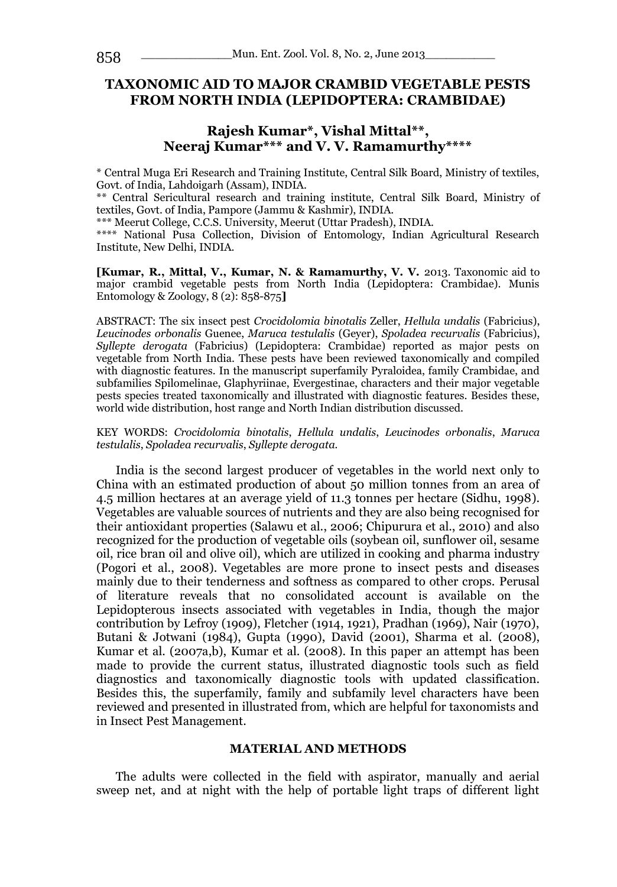# TAXONOMIC AID TO MAJOR CRAMBID VEGETABLE PESTS FROM NORTH INDIA (LEPIDOPTERA: CRAMBIDAE)

## Rajesh Kumar*, Vishal Mittal**, Neeraj Kumar*** and V. V. Ramamurthy****

\* Central Muga Eri Research and Training Institute, Central Silk Board, Ministry of textiles, Govt. of India, Lahdoigarh (Assam), INDIA.

\** Central Sericultural research and training institute, Central Silk Board, Ministry of textiles, Govt. of India, Pampore (Jammu & Kashmir), INDIA.

\*** Meerut College, C.C.S. University, Meerut (Uttar Pradesh), INDIA.

\**** National Pusa Collection, Division of Entomology, Indian Agricultural Research Institute, New Delhi, INDIA.

**[Kumar, R., Mittal, V., Kumar, N. & Ramamurthy, V. V.** 2013. Taxonomic aid to major crambid vegetable pests from North India (Lepidoptera: Crambidae). Munis Entomology & Zoology, 8 (2): 858-875**]**

ABSTRACT: The six insect pest *Crocidolomia binotalis* Zeller, *Hellula undalis* (Fabricius), *Leucinodes orbonalis* Guenee, *Maruca testulalis* (Geyer), *Spoladea recurvalis* (Fabricius), *Syllepte derogata* (Fabricius) (Lepidoptera: Crambidae) reported as major pests on vegetable from North India. These pests have been reviewed taxonomically and compiled with diagnostic features. In the manuscript superfamily Pyraloidea, family Crambidae, and subfamilies Spilomelinae, Glaphyriinae, Evergestinae, characters and their major vegetable pests species treated taxonomically and illustrated with diagnostic features. Besides these, world wide distribution, host range and North Indian distribution discussed.

KEY WORDS: *Crocidolomia binotalis*, *Hellula undalis*, *Leucinodes orbonalis*, *Maruca testulalis*, *Spoladea recurvalis*, *Syllepte derogata*.

India is the second largest producer of vegetables in the world next only to China with an estimated production of about 50 million tonnes from an area of 4.5 million hectares at an average yield of 11.3 tonnes per hectare (Sidhu, 1998). Vegetables are valuable sources of nutrients and they are also being recognised for their antioxidant properties (Salawu et al., 2006; Chipurura et al., 2010) and also recognized for the production of vegetable oils (soybean oil, sunflower oil, sesame oil, rice bran oil and olive oil), which are utilized in cooking and pharma industry (Pogori et al., 2008). Vegetables are more prone to insect pests and diseases mainly due to their tenderness and softness as compared to other crops. Perusal of literature reveals that no consolidated account is available on the Lepidopterous insects associated with vegetables in India, though the major contribution by Lefroy (1909), Fletcher (1914, 1921), Pradhan (1969), Nair (1970), Butani & Jotwani (1984), Gupta (1990), David (2001), Sharma et al. (2008), Kumar et al. (2007a,b), Kumar et al. (2008). In this paper an attempt has been made to provide the current status, illustrated diagnostic tools such as field diagnostics and taxonomically diagnostic tools with updated classification. Besides this, the superfamily, family and subfamily level characters have been reviewed and presented in illustrated from, which are helpful for taxonomists and in Insect Pest Management.

## MATERIAL AND METHODS

The adults were collected in the field with aspirator, manually and aerial sweep net, and at night with the help of portable light traps of different light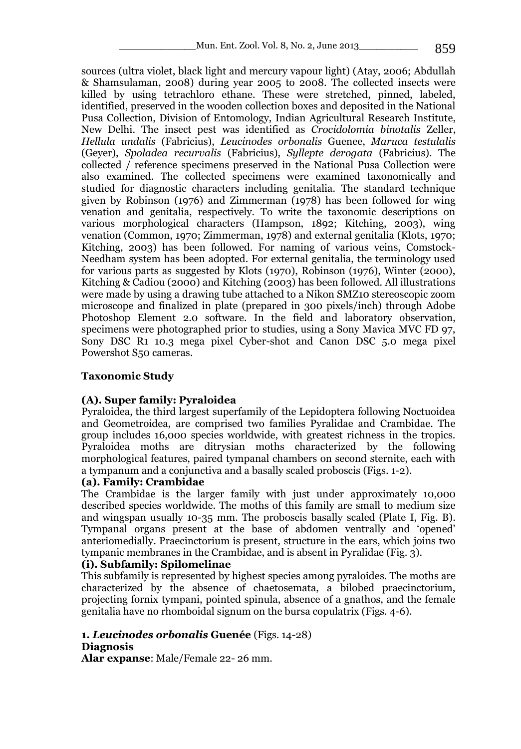sources (ultra violet, black light and mercury vapour light) (Atay, 2006; Abdullah & Shamsulaman, 2008) during year 2005 to 2008. The collected insects were killed by using tetrachloro ethane. These were stretched, pinned, labeled, identified, preserved in the wooden collection boxes and deposited in the National Pusa Collection, Division of Entomology, Indian Agricultural Research Institute, New Delhi. The insect pest was identified as *Crocidolomia binotalis* Zeller, *Hellula undalis* (Fabricius), *Leucinodes orbonalis* Guenee, *Maruca testulalis* (Geyer), *Spoladea recurvalis* (Fabricius), *Syllepte derogata* (Fabricius). The collected / reference specimens preserved in the National Pusa Collection were also examined. The collected specimens were examined taxonomically and studied for diagnostic characters including genitalia. The standard technique given by Robinson (1976) and Zimmerman (1978) has been followed for wing venation and genitalia, respectively. To write the taxonomic descriptions on various morphological characters (Hampson, 1892; Kitching, 2003), wing venation (Common, 1970; Zimmerman, 1978) and external genitalia (Klots, 1970; Kitching, 2003) has been followed. For naming of various veins, Comstock-Needham system has been adopted. For external genitalia, the terminology used for various parts as suggested by Klots (1970), Robinson (1976), Winter (2000), Kitching & Cadiou (2000) and Kitching (2003) has been followed. All illustrations were made by using a drawing tube attached to a Nikon SMZ10 stereoscopic zoom microscope and finalized in plate (prepared in 300 pixels/inch) through Adobe Photoshop Element 2.0 software. In the field and laboratory observation, specimens were photographed prior to studies, using a Sony Mavica MVC FD 97, Sony DSC R1 10.3 mega pixel Cyber-shot and Canon DSC 5.0 mega pixel Powershot S50 cameras.

## Taxonomic Study

### (A). Super family: Pyraloidea

Pyraloidea, the third largest superfamily of the Lepidoptera following Noctuoidea and Geometroidea, are comprised two families Pyralidae and Crambidae. The group includes 16,000 species worldwide, with greatest richness in the tropics. Pyraloidea moths are ditrysian moths characterized by the following morphological features, paired tympanal chambers on second sternite, each with a tympanum and a conjunctiva and a basally scaled proboscis (Figs. 1-2).

#### (a). Family: Crambidae

The Crambidae is the larger family with just under approximately 10,000 described species worldwide. The moths of this family are small to medium size and wingspan usually 10-35 mm. The proboscis basally scaled (Plate I, Fig. B). Tympanal organs present at the base of abdomen ventrally and 'opened' anteriomedially. Praecinctorium is present, structure in the ears, which joins two tympanic membranes in the Crambidae, and is absent in Pyralidae (Fig. 3).

#### (i). Subfamily: Spilomelinae

This subfamily is represented by highest species among pyraloides. The moths are characterized by the absence of chaetosemata, a bilobed praecinctorium, projecting fornix tympani, pointed spinula, absence of a gnathos, and the female genitalia have no rhomboidal signum on the bursa copulatrix (Figs. 4-6).

**1. *Leucinodes orbonalis* Guenée** (Figs. 14-28)

**Diagnosis**

**Alar expanse**: Male/Female 22- 26 mm.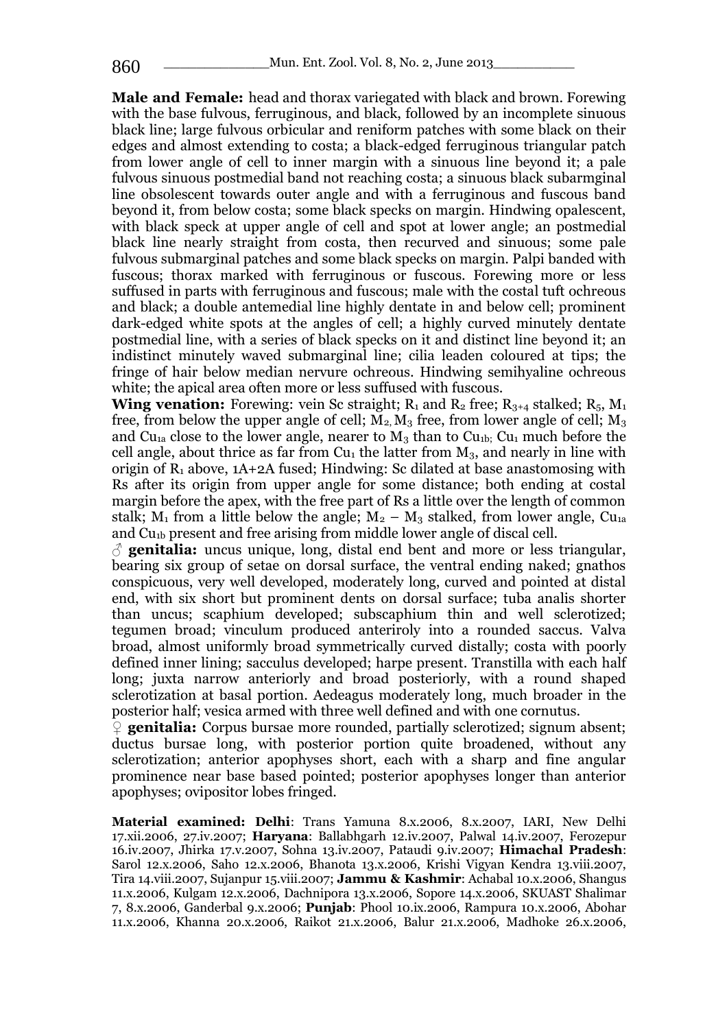**Male and Female:** head and thorax variegated with black and brown. Forewing with the base fulvous, ferruginous, and black, followed by an incomplete sinuous black line; large fulvous orbicular and reniform patches with some black on their edges and almost extending to costa; a black-edged ferruginous triangular patch from lower angle of cell to inner margin with a sinuous line beyond it; a pale fulvous sinuous postmedial band not reaching costa; a sinuous black subarmginal line obsolescent towards outer angle and with a ferruginous and fuscous band beyond it, from below costa; some black specks on margin. Hindwing opalescent, with black speck at upper angle of cell and spot at lower angle; an postmedial black line nearly straight from costa, then recurved and sinuous; some pale fulvous submarginal patches and some black specks on margin. Palpi banded with fuscous; thorax marked with ferruginous or fuscous. Forewing more or less suffused in parts with ferruginous and fuscous; male with the costal tuft ochreous and black; a double antemedial line highly dentate in and below cell; prominent dark-edged white spots at the angles of cell; a highly curved minutely dentate postmedial line, with a series of black specks on it and distinct line beyond it; an indistinct minutely waved submarginal line; cilia leaden coloured at tips; the fringe of hair below median nervure ochreous. Hindwing semihyaline ochreous white; the apical area often more or less suffused with fuscous.

**Wing venation:** Forewing: vein Sc straight; $R_1$ and $R_2$ free; $R_{3+4}$ stalked; $R_5$, $M_1$ free, from below the upper angle of cell; $M_2$, $M_3$ free, from lower angle of cell; $M_3$ and $Cu_{1a}$ close to the lower angle, nearer to $M_3$ than to $Cu_{1b}$; $Cu_1$ much before the cell angle, about thrice as far from $Cu_1$ the latter from $M_3$, and nearly in line with origin of $R_1$ above, 1A+2A fused; Hindwing: Sc dilated at base anastomosing with Rs after its origin from upper angle for some distance; both ending at costal margin before the apex, with the free part of Rs a little over the length of common stalk; $M_1$ from a little below the angle; $M_2$ – $M_3$ stalked, from lower angle, $Cu_{1a}$ and $Cu_{1b}$ present and free arising from middle lower angle of discal cell.

♂ **genitalia:** uncus unique, long, distal end bent and more or less triangular, bearing six group of setae on dorsal surface, the ventral ending naked; gnathos conspicuous, very well developed, moderately long, curved and pointed at distal end, with six short but prominent dents on dorsal surface; tuba analis shorter than uncus; scaphium developed; subscaphium thin and well sclerotized; tegumen broad; vinculum produced anteriroly into a rounded saccus. Valva broad, almost uniformly broad symmetrically curved distally; costa with poorly defined inner lining; sacculus developed; harpe present. Transtilla with each half long; juxta narrow anteriorly and broad posteriorly, with a round shaped sclerotization at basal portion. Aedeagus moderately long, much broader in the posterior half; vesica armed with three well defined and with one cornutus.

♀ **genitalia:** Corpus bursae more rounded, partially sclerotized; signum absent; ductus bursae long, with posterior portion quite broadened, without any sclerotization; anterior apophyses short, each with a sharp and fine angular prominence near base based pointed; posterior apophyses longer than anterior apophyses; ovipositor lobes fringed.

**Material examined: Delhi**: Trans Yamuna 8.x.2006, 8.x.2007, IARI, New Delhi 17.xii.2006, 27.iv.2007; **Haryana**: Ballabhgarh 12.iv.2007, Palwal 14.iv.2007, Ferozepur 16.iv.2007, Jhirka 17.v.2007, Sohna 13.iv.2007, Pataudi 9.iv.2007; **Himachal Pradesh**: Sarol 12.x.2006, Saho 12.x.2006, Bhanota 13.x.2006, Krishi Vigyan Kendra 13.viii.2007, Tira 14.viii.2007, Sujanpur 15.viii.2007; **Jammu & Kashmir**: Achabal 10.x.2006, Shangus 11.x.2006, Kulgam 12.x.2006, Dachnipora 13.x.2006, Sopore 14.x.2006, SKUAST Shalimar 7, 8.x.2006, Ganderbal 9.x.2006; **Punjab**: Phool 10.ix.2006, Rampura 10.x.2006, Abohar 11.x.2006, Khanna 20.x.2006, Raikot 21.x.2006, Balur 21.x.2006, Madhoke 26.x.2006,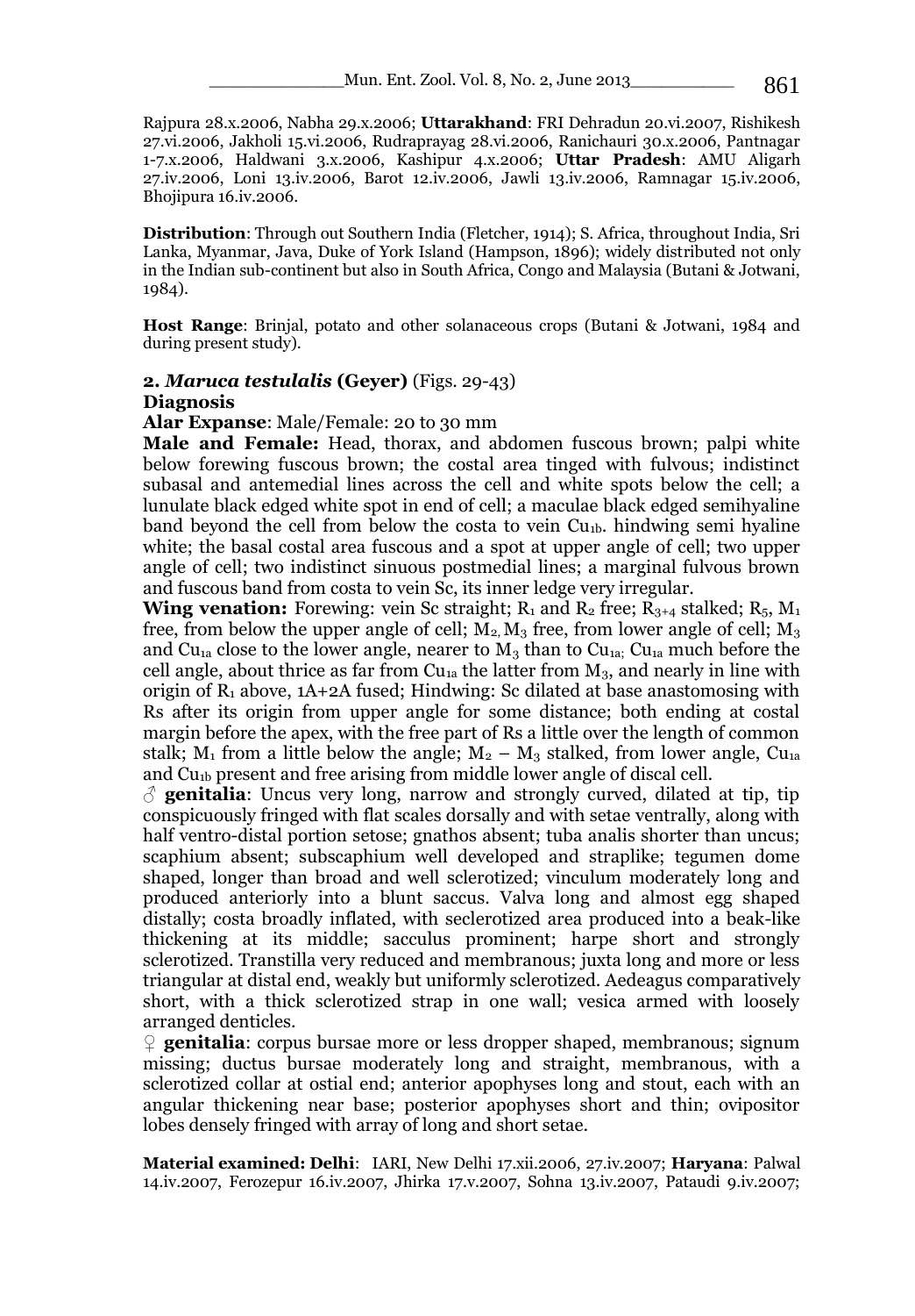Rajpura 28.x.2006, Nabha 29.x.2006; **Uttarakhand**: FRI Dehradun 20.vi.2007, Rishikesh 27.vi.2006, Jakholi 15.vi.2006, Rudraprayag 28.vi.2006, Ranichauri 30.x.2006, Pantnagar 1-7.x.2006, Haldwani 3.x.2006, Kashipur 4.x.2006; **Uttar Pradesh**: AMU Aligarh 27.iv.2006, Loni 13.iv.2006, Barot 12.iv.2006, Jawli 13.iv.2006, Ramnagar 15.iv.2006, Bhojipura 16.iv.2006.

**Distribution**: Through out Southern India (Fletcher, 1914); S. Africa, throughout India, Sri Lanka, Myanmar, Java, Duke of York Island (Hampson, 1896); widely distributed not only in the Indian sub-continent but also in South Africa, Congo and Malaysia (Butani & Jotwani, 1984).

**Host Range**: Brinjal, potato and other solanaceous crops (Butani & Jotwani, 1984 and during present study).

### 2. *Maruca testulalis* (Geyer) (Figs. 29-43)

**Diagnosis**

**Alar Expanse**: Male/Female: 20 to 30 mm

**Male and Female:** Head, thorax, and abdomen fuscous brown; palpi white below forewing fuscous brown; the costal area tinged with fulvous; indistinct subasal and antemedial lines across the cell and white spots below the cell; a lunulate black edged white spot in end of cell; a maculae black edged semihyaline band beyond the cell from below the costa to vein $Cu_{1b}$. hindwing semi hyaline white; the basal costal area fuscous and a spot at upper angle of cell; two upper angle of cell; two indistinct sinuous postmedial lines; a marginal fulvous brown and fuscous band from costa to vein Sc, its inner ledge very irregular.

**Wing venation:** Forewing: vein Sc straight; $R_1$ and $R_2$ free; $R_{3+4}$ stalked; $R_5$, $M_1$ free, from below the upper angle of cell; $M_2$, $M_3$ free, from lower angle of cell; $M_3$ and $Cu_{1a}$ close to the lower angle, nearer to $M_3$ than to $Cu_{1a}$; $Cu_{1a}$ much before the cell angle, about thrice as far from $Cu_{1a}$ the latter from $M_3$, and nearly in line with origin of $R_1$ above, 1A+2A fused; Hindwing: Sc dilated at base anastomosing with Rs after its origin from upper angle for some distance; both ending at costal margin before the apex, with the free part of Rs a little over the length of common stalk; $M_1$ from a little below the angle; $M_2$ – $M_3$ stalked, from lower angle, $Cu_{1a}$ and $Cu_{1b}$ present and free arising from middle lower angle of discal cell.

♂ **genitalia**: Uncus very long, narrow and strongly curved, dilated at tip, tip conspicuously fringed with flat scales dorsally and with setae ventrally, along with half ventro-distal portion setose; gnathos absent; tuba analis shorter than uncus; scaphium absent; subscaphium well developed and straplike; tegumen dome shaped, longer than broad and well sclerotized; vinculum moderately long and produced anteriorly into a blunt saccus. Valva long and almost egg shaped distally; costa broadly inflated, with seclerotized area produced into a beak-like thickening at its middle; sacculus prominent; harpe short and strongly sclerotized. Transtilla very reduced and membranous; juxta long and more or less triangular at distal end, weakly but uniformly sclerotized. Aedeagus comparatively short, with a thick sclerotized strap in one wall; vesica armed with loosely arranged denticles.

♀ **genitalia**: corpus bursae more or less dropper shaped, membranous; signum missing; ductus bursae moderately long and straight, membranous, with a sclerotized collar at ostial end; anterior apophyses long and stout, each with an angular thickening near base; posterior apophyses short and thin; ovipositor lobes densely fringed with array of long and short setae.

**Material examined: Delhi**: IARI, New Delhi 17.xii.2006, 27.iv.2007; **Haryana**: Palwal 14.iv.2007, Ferozepur 16.iv.2007, Jhirka 17.v.2007, Sohna 13.iv.2007, Pataudi 9.iv.2007;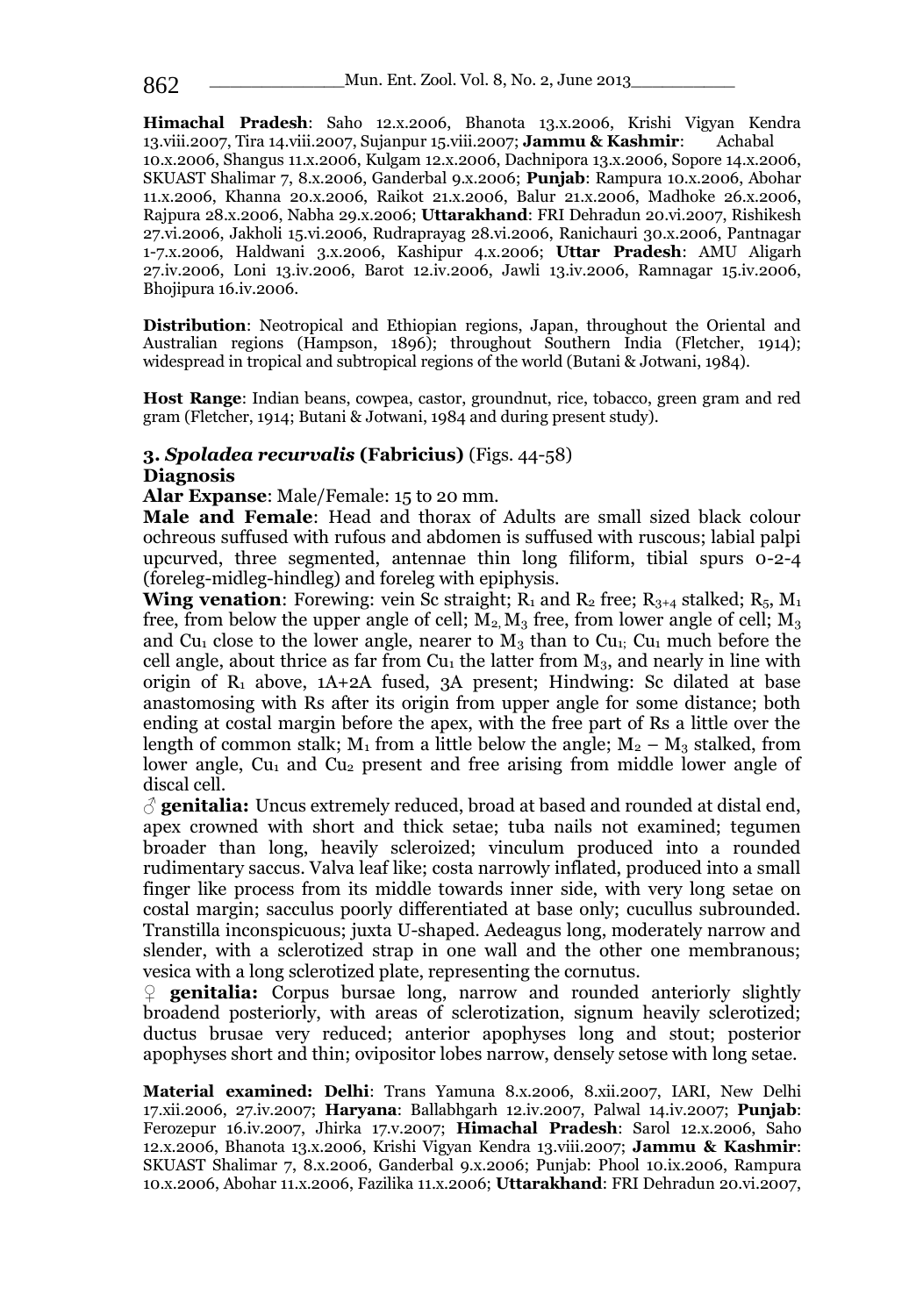**Himachal Pradesh**: Saho 12.x.2006, Bhanota 13.x.2006, Krishi Vigyan Kendra 13.viii.2007, Tira 14.viii.2007, Sujanpur 15.viii.2007; **Jammu & Kashmir**: Achabal 10.x.2006, Shangus 11.x.2006, Kulgam 12.x.2006, Dachnipora 13.x.2006, Sopore 14.x.2006, SKUAST Shalimar 7, 8.x.2006, Ganderbal 9.x.2006; **Punjab**: Rampura 10.x.2006, Abohar 11.x.2006, Khanna 20.x.2006, Raikot 21.x.2006, Balur 21.x.2006, Madhoke 26.x.2006, Rajpura 28.x.2006, Nabha 29.x.2006; **Uttarakhand**: FRI Dehradun 20.vi.2007, Rishikesh 27.vi.2006, Jakholi 15.vi.2006, Rudraprayag 28.vi.2006, Ranichauri 30.x.2006, Pantnagar 1-7.x.2006, Haldwani 3.x.2006, Kashipur 4.x.2006; **Uttar Pradesh**: AMU Aligarh 27.iv.2006, Loni 13.iv.2006, Barot 12.iv.2006, Jawli 13.iv.2006, Ramnagar 15.iv.2006, Bhojipura 16.iv.2006.

**Distribution**: Neotropical and Ethiopian regions, Japan, throughout the Oriental and Australian regions (Hampson, 1896); throughout Southern India (Fletcher, 1914); widespread in tropical and subtropical regions of the world (Butani & Jotwani, 1984).

**Host Range**: Indian beans, cowpea, castor, groundnut, rice, tobacco, green gram and red gram (Fletcher, 1914; Butani & Jotwani, 1984 and during present study).

### 3. *Spoladea recurvalis* (Fabricius) (Figs. 44-58)

**Diagnosis**

**Alar Expanse**: Male/Female: 15 to 20 mm.

**Male and Female**: Head and thorax of Adults are small sized black colour ochreous suffused with rufous and abdomen is suffused with ruscous; labial palpi upcurved, three segmented, antennae thin long filiform, tibial spurs 0-2-4 (foreleg-midleg-hindleg) and foreleg with epiphysis.

**Wing venation**: Forewing: vein Sc straight; $R_1$ and $R_2$ free; $R_{3+4}$ stalked; $R_5$, $M_1$ free, from below the upper angle of cell; $M_2$, $M_3$ free, from lower angle of cell; $M_3$ and $Cu_1$ close to the lower angle, nearer to $M_3$ than to $Cu_1$; $Cu_1$ much before the cell angle, about thrice as far from $Cu_1$ the latter from $M_3$, and nearly in line with origin of $R_1$ above, 1A+2A fused, 3A present; Hindwing: Sc dilated at base anastomosing with Rs after its origin from upper angle for some distance; both ending at costal margin before the apex, with the free part of Rs a little over the length of common stalk; $M_1$ from a little below the angle; $M_2 - M_3$ stalked, from lower angle, $Cu_1$ and $Cu_2$ present and free arising from middle lower angle of discal cell.

**♂ genitalia:** Uncus extremely reduced, broad at based and rounded at distal end, apex crowned with short and thick setae; tuba nails not examined; tegumen broader than long, heavily scleroized; vinculum produced into a rounded rudimentary saccus. Valva leaf like; costa narrowly inflated, produced into a small finger like process from its middle towards inner side, with very long setae on costal margin; sacculus poorly differentiated at base only; cucullus subrounded. Transtilla inconspicuous; juxta U-shaped. Aedeagus long, moderately narrow and slender, with a sclerotized strap in one wall and the other one membranous; vesica with a long sclerotized plate, representing the cornutus.

**♀ genitalia:** Corpus bursae long, narrow and rounded anteriorly slightly broadend posteriorly, with areas of sclerotization, signum heavily sclerotized; ductus brusae very reduced; anterior apophyses long and stout; posterior apophyses short and thin; ovipositor lobes narrow, densely setose with long setae.

**Material examined: Delhi**: Trans Yamuna 8.x.2006, 8.xii.2007, IARI, New Delhi 17.xii.2006, 27.iv.2007; **Haryana**: Ballabhgarh 12.iv.2007, Palwal 14.iv.2007; **Punjab**: Ferozepur 16.iv.2007, Jhirka 17.v.2007; **Himachal Pradesh**: Sarol 12.x.2006, Saho 12.x.2006, Bhanota 13.x.2006, Krishi Vigyan Kendra 13.viii.2007; **Jammu & Kashmir**: SKUAST Shalimar 7, 8.x.2006, Ganderbal 9.x.2006; Punjab: Phool 10.ix.2006, Rampura 10.x.2006, Abohar 11.x.2006, Fazilika 11.x.2006; **Uttarakhand**: FRI Dehradun 20.vi.2007,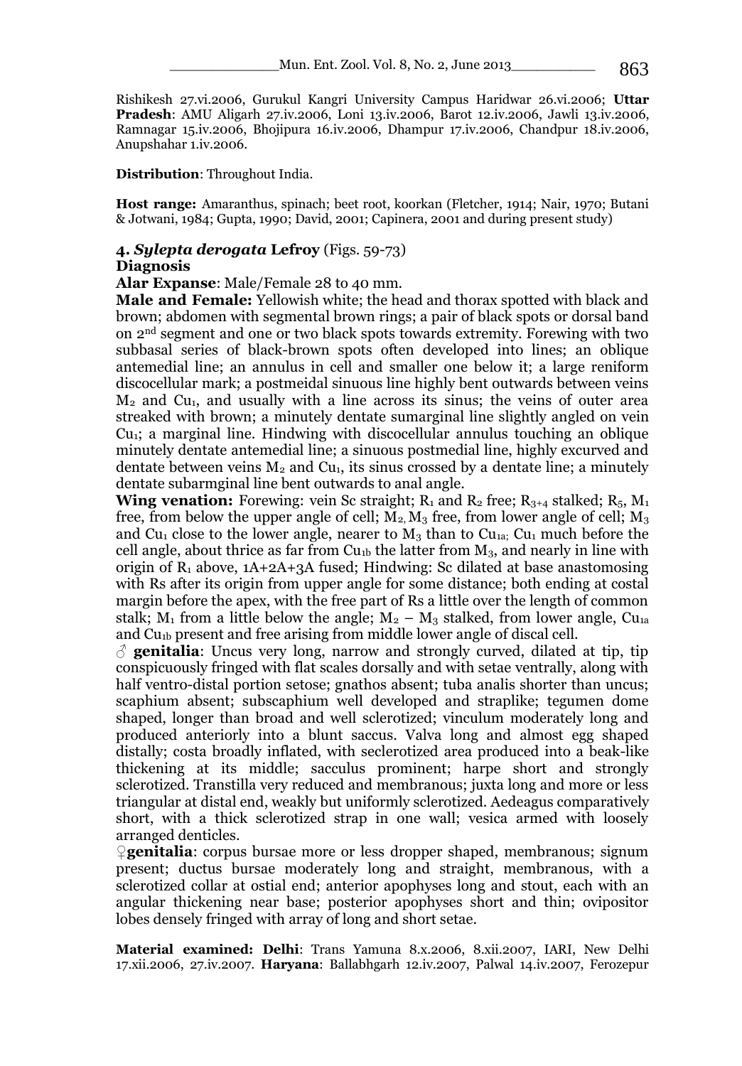Rishikesh 27.vi.2006, Gurukul Kangri University Campus Haridwar 26.vi.2006; **Uttar Pradesh**: AMU Aligarh 27.iv.2006, Loni 13.iv.2006, Barot 12.iv.2006, Jawli 13.iv.2006, Ramnagar 15.iv.2006, Bhojipura 16.iv.2006, Dhampur 17.iv.2006, Chandpur 18.iv.2006, Anupshahar 1.iv.2006.

**Distribution**: Throughout India.

**Host range:** Amaranthus, spinach; beet root, koorkan (Fletcher, 1914; Nair, 1970; Butani & Jotwani, 1984; Gupta, 1990; David, 2001; Capinera, 2001 and during present study)

### 4. *Sylepta derogata* Lefroy (Figs. 59-73)

**Diagnosis**

**Alar Expanse**: Male/Female 28 to 40 mm.

**Male and Female:** Yellowish white; the head and thorax spotted with black and brown; abdomen with segmental brown rings; a pair of black spots or dorsal band on 2nd segment and one or two black spots towards extremity. Forewing with two subbasal series of black-brown spots often developed into lines; an oblique antemedial line; an annulus in cell and smaller one below it; a large reniform discocellular mark; a postmeidal sinuous line highly bent outwards between veins $M_2$ and $Cu_1$, and usually with a line across its sinus; the veins of outer area streaked with brown; a minutely dentate sumarginal line slightly angled on vein $Cu_1$; a marginal line. Hindwing with discocellular annulus touching an oblique minutely dentate antemedial line; a sinuous postmedial line, highly excurved and dentate between veins $M_2$ and $Cu_1$, its sinus crossed by a dentate line; a minutely dentate subarmginal line bent outwards to anal angle.

**Wing venation:** Forewing: vein Sc straight; $R_1$ and $R_2$ free; $R_{3+4}$ stalked; $R_5$, $M_1$ free, from below the upper angle of cell; $M_2$, $M_3$ free, from lower angle of cell; $M_3$ and $Cu_1$ close to the lower angle, nearer to $M_3$ than to $Cu_{1a}$; $Cu_1$ much before the cell angle, about thrice as far from $Cu_{1b}$ the latter from $M_3$, and nearly in line with origin of $R_1$ above, 1A+2A+3A fused; Hindwing: Sc dilated at base anastomosing with Rs after its origin from upper angle for some distance; both ending at costal margin before the apex, with the free part of Rs a little over the length of common stalk; $M_1$ from a little below the angle; $M_2 - M_3$ stalked, from lower angle, $Cu_{1a}$ and $Cu_{1b}$ present and free arising from middle lower angle of discal cell.

♂ **genitalia**: Uncus very long, narrow and strongly curved, dilated at tip, tip conspicuously fringed with flat scales dorsally and with setae ventrally, along with half ventro-distal portion setose; gnathos absent; tuba analis shorter than uncus; scaphium absent; subscaphium well developed and straplike; tegumen dome shaped, longer than broad and well sclerotized; vinculum moderately long and produced anteriorly into a blunt saccus. Valva long and almost egg shaped distally; costa broadly inflated, with seclerotized area produced into a beak-like thickening at its middle; sacculus prominent; harpe short and strongly sclerotized. Transtilla very reduced and membranous; juxta long and more or less triangular at distal end, weakly but uniformly sclerotized. Aedeagus comparatively short, with a thick sclerotized strap in one wall; vesica armed with loosely arranged denticles.

♀**genitalia**: corpus bursae more or less dropper shaped, membranous; signum present; ductus bursae moderately long and straight, membranous, with a sclerotized collar at ostial end; anterior apophyses long and stout, each with an angular thickening near base; posterior apophyses short and thin; ovipositor lobes densely fringed with array of long and short setae.

**Material examined: Delhi**: Trans Yamuna 8.x.2006, 8.xii.2007, IARI, New Delhi 17.xii.2006, 27.iv.2007. **Haryana**: Ballabhgarh 12.iv.2007, Palwal 14.iv.2007, Ferozepur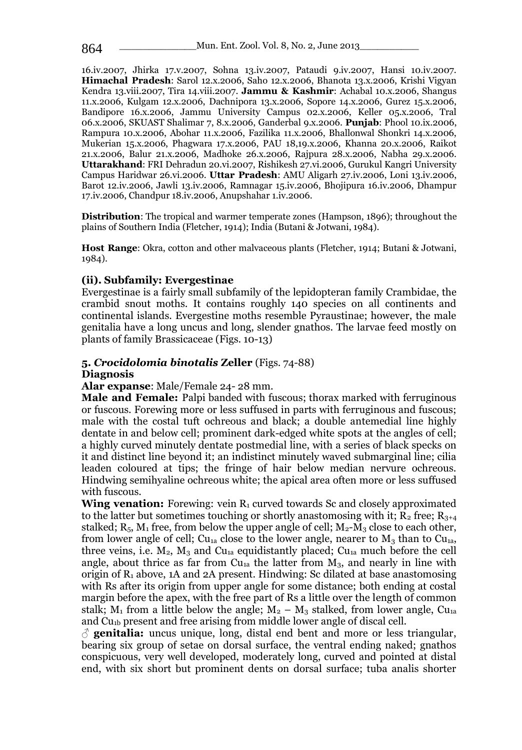16.iv.2007, Jhirka 17.v.2007, Sohna 13.iv.2007, Pataudi 9.iv.2007, Hansi 10.iv.2007. **Himachal Pradesh**: Sarol 12.x.2006, Saho 12.x.2006, Bhanota 13.x.2006, Krishi Vigyan Kendra 13.viii.2007, Tira 14.viii.2007. **Jammu & Kashmir**: Achabal 10.x.2006, Shangus 11.x.2006, Kulgam 12.x.2006, Dachnipora 13.x.2006, Sopore 14.x.2006, Gurez 15.x.2006, Bandipore 16.x.2006, Jammu University Campus 02.x.2006, Keller 05.x.2006, Tral 06.x.2006, SKUAST Shalimar 7, 8.x.2006, Ganderbal 9.x.2006. **Punjab**: Phool 10.ix.2006, Rampura 10.x.2006, Abohar 11.x.2006, Fazilika 11.x.2006, Bhallonwal Shonkri 14.x.2006, Mukerian 15.x.2006, Phagwara 17.x.2006, PAU 18,19.x.2006, Khanna 20.x.2006, Raikot 21.x.2006, Balur 21.x.2006, Madhoke 26.x.2006, Rajpura 28.x.2006, Nabha 29.x.2006. **Uttarakhand**: FRI Dehradun 20.vi.2007, Rishikesh 27.vi.2006, Gurukul Kangri University Campus Haridwar 26.vi.2006. **Uttar Pradesh**: AMU Aligarh 27.iv.2006, Loni 13.iv.2006, Barot 12.iv.2006, Jawli 13.iv.2006, Ramnagar 15.iv.2006, Bhojipura 16.iv.2006, Dhampur 17.iv.2006, Chandpur 18.iv.2006, Anupshahar 1.iv.2006.

**Distribution**: The tropical and warmer temperate zones (Hampson, 1896); throughout the plains of Southern India (Fletcher, 1914); India (Butani & Jotwani, 1984).

**Host Range**: Okra, cotton and other malvaceous plants (Fletcher, 1914; Butani & Jotwani, 1984).

### (ii). Subfamily: Evergestinae

Evergestinae is a fairly small subfamily of the lepidopteran family Crambidae, the crambid snout moths. It contains roughly 140 species on all continents and continental islands. Evergestine moths resemble Pyraustinae; however, the male genitalia have a long uncus and long, slender gnathos. The larvae feed mostly on plants of family Brassicaceae (Figs. 10-13)

### 5. *Crocidolomia binotalis* Zeller (Figs. 74-88)

**Diagnosis**

**Alar expanse**: Male/Female 24- 28 mm.

**Male and Female:** Palpi banded with fuscous; thorax marked with ferruginous or fuscous. Forewing more or less suffused in parts with ferruginous and fuscous; male with the costal tuft ochreous and black; a double antemedial line highly dentate in and below cell; prominent dark-edged white spots at the angles of cell; a highly curved minutely dentate postmedial line, with a series of black specks on it and distinct line beyond it; an indistinct minutely waved submarginal line; cilia leaden coloured at tips; the fringe of hair below median nervure ochreous. Hindwing semihyaline ochreous white; the apical area often more or less suffused with fuscous.

**Wing venation:** Forewing: vein $R_1$ curved towards Sc and closely approximated to the latter but sometimes touching or shortly anastomosing with it; $R_2$ free; $R_{3+4}$ stalked; $R_5$, $M_1$ free, from below the upper angle of cell; $M_2$-$M_3$ close to each other, from lower angle of cell; $Cu_{1a}$ close to the lower angle, nearer to $M_3$ than to $Cu_{1a}$, three veins, i.e. $M_2$, $M_3$ and $Cu_{1a}$ equidistantly placed; $Cu_{1a}$ much before the cell angle, about thrice as far from $Cu_{1a}$ the latter from $M_3$, and nearly in line with origin of $R_1$ above, 1A and 2A present. Hindwing: Sc dilated at base anastomosing with Rs after its origin from upper angle for some distance; both ending at costal margin before the apex, with the free part of Rs a little over the length of common stalk; $M_1$ from a little below the angle; $M_2$ – $M_3$ stalked, from lower angle, $Cu_{1a}$ and $Cu_{1b}$ present and free arising from middle lower angle of discal cell.

♂ **genitalia:** uncus unique, long, distal end bent and more or less triangular, bearing six group of setae on dorsal surface, the ventral ending naked; gnathos conspicuous, very well developed, moderately long, curved and pointed at distal end, with six short but prominent dents on dorsal surface; tuba analis shorter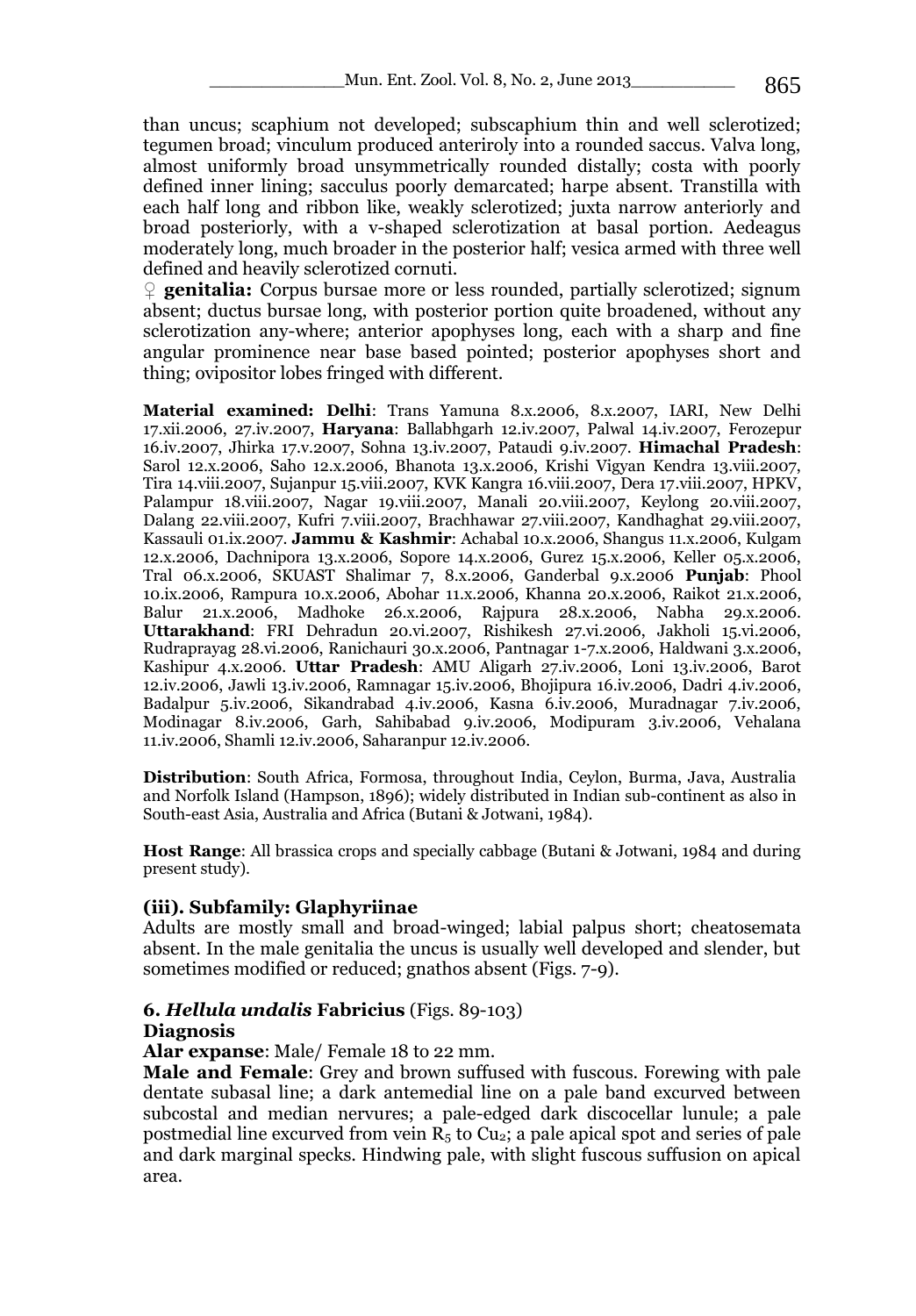than uncus; scaphium not developed; subscaphium thin and well sclerotized; tegumen broad; vinculum produced anteriroly into a rounded saccus. Valva long, almost uniformly broad unsymmetrically rounded distally; costa with poorly defined inner lining; sacculus poorly demarcated; harpe absent. Transtilla with each half long and ribbon like, weakly sclerotized; juxta narrow anteriorly and broad posteriorly, with a v-shaped sclerotization at basal portion. Aedeagus moderately long, much broader in the posterior half; vesica armed with three well defined and heavily sclerotized cornuti.

♀ **genitalia:** Corpus bursae more or less rounded, partially sclerotized; signum absent; ductus bursae long, with posterior portion quite broadened, without any sclerotization any-where; anterior apophyses long, each with a sharp and fine angular prominence near base based pointed; posterior apophyses short and thing; ovipositor lobes fringed with different.

**Material examined: Delhi**: Trans Yamuna 8.x.2006, 8.x.2007, IARI, New Delhi 17.xii.2006, 27.iv.2007, **Haryana**: Ballabhgarh 12.iv.2007, Palwal 14.iv.2007, Ferozepur 16.iv.2007, Jhirka 17.v.2007, Sohna 13.iv.2007, Pataudi 9.iv.2007. **Himachal Pradesh**: Sarol 12.x.2006, Saho 12.x.2006, Bhanota 13.x.2006, Krishi Vigyan Kendra 13.viii.2007, Tira 14.viii.2007, Sujanpur 15.viii.2007, KVK Kangra 16.viii.2007, Dera 17.viii.2007, HPKV, Palampur 18.viii.2007, Nagar 19.viii.2007, Manali 20.viii.2007, Keylong 20.viii.2007, Dalang 22.viii.2007, Kufri 7.viii.2007, Brachhawar 27.viii.2007, Kandhaghat 29.viii.2007, Kassauli 01.ix.2007. **Jammu & Kashmir**: Achabal 10.x.2006, Shangus 11.x.2006, Kulgam 12.x.2006, Dachnipora 13.x.2006, Sopore 14.x.2006, Gurez 15.x.2006, Keller 05.x.2006, Tral 06.x.2006, SKUAST Shalimar 7, 8.x.2006, Ganderbal 9.x.2006 **Punjab**: Phool 10.ix.2006, Rampura 10.x.2006, Abohar 11.x.2006, Khanna 20.x.2006, Raikot 21.x.2006, Balur 21.x.2006, Madhoke 26.x.2006, Rajpura 28.x.2006, Nabha 29.x.2006. **Uttarakhand**: FRI Dehradun 20.vi.2007, Rishikesh 27.vi.2006, Jakholi 15.vi.2006, Rudraprayag 28.vi.2006, Ranichauri 30.x.2006, Pantnagar 1-7.x.2006, Haldwani 3.x.2006, Kashipur 4.x.2006. **Uttar Pradesh**: AMU Aligarh 27.iv.2006, Loni 13.iv.2006, Barot 12.iv.2006, Jawli 13.iv.2006, Ramnagar 15.iv.2006, Bhojipura 16.iv.2006, Dadri 4.iv.2006, Badalpur 5.iv.2006, Sikandrabad 4.iv.2006, Kasna 6.iv.2006, Muradnagar 7.iv.2006, Modinagar 8.iv.2006, Garh, Sahibabad 9.iv.2006, Modipuram 3.iv.2006, Vehalana 11.iv.2006, Shamli 12.iv.2006, Saharanpur 12.iv.2006.

**Distribution**: South Africa, Formosa, throughout India, Ceylon, Burma, Java, Australia and Norfolk Island (Hampson, 1896); widely distributed in Indian sub-continent as also in South-east Asia, Australia and Africa (Butani & Jotwani, 1984).

**Host Range**: All brassica crops and specially cabbage (Butani & Jotwani, 1984 and during present study).

### (iii). Subfamily: Glaphyriinae

Adults are mostly small and broad-winged; labial palpus short; cheatosemata absent. In the male genitalia the uncus is usually well developed and slender, but sometimes modified or reduced; gnathos absent (Figs. 7-9).

### 6. *Hellula undalis* Fabricius (Figs. 89-103)

**Diagnosis**

**Alar expanse**: Male/ Female 18 to 22 mm.

**Male and Female**: Grey and brown suffused with fuscous. Forewing with pale dentate subasal line; a dark antemedial line on a pale band excurved between subcostal and median nervures; a pale-edged dark discocellar lunule; a pale postmedial line excurved from vein $R_5$ to $Cu_2$; a pale apical spot and series of pale and dark marginal specks. Hindwing pale, with slight fuscous suffusion on apical area.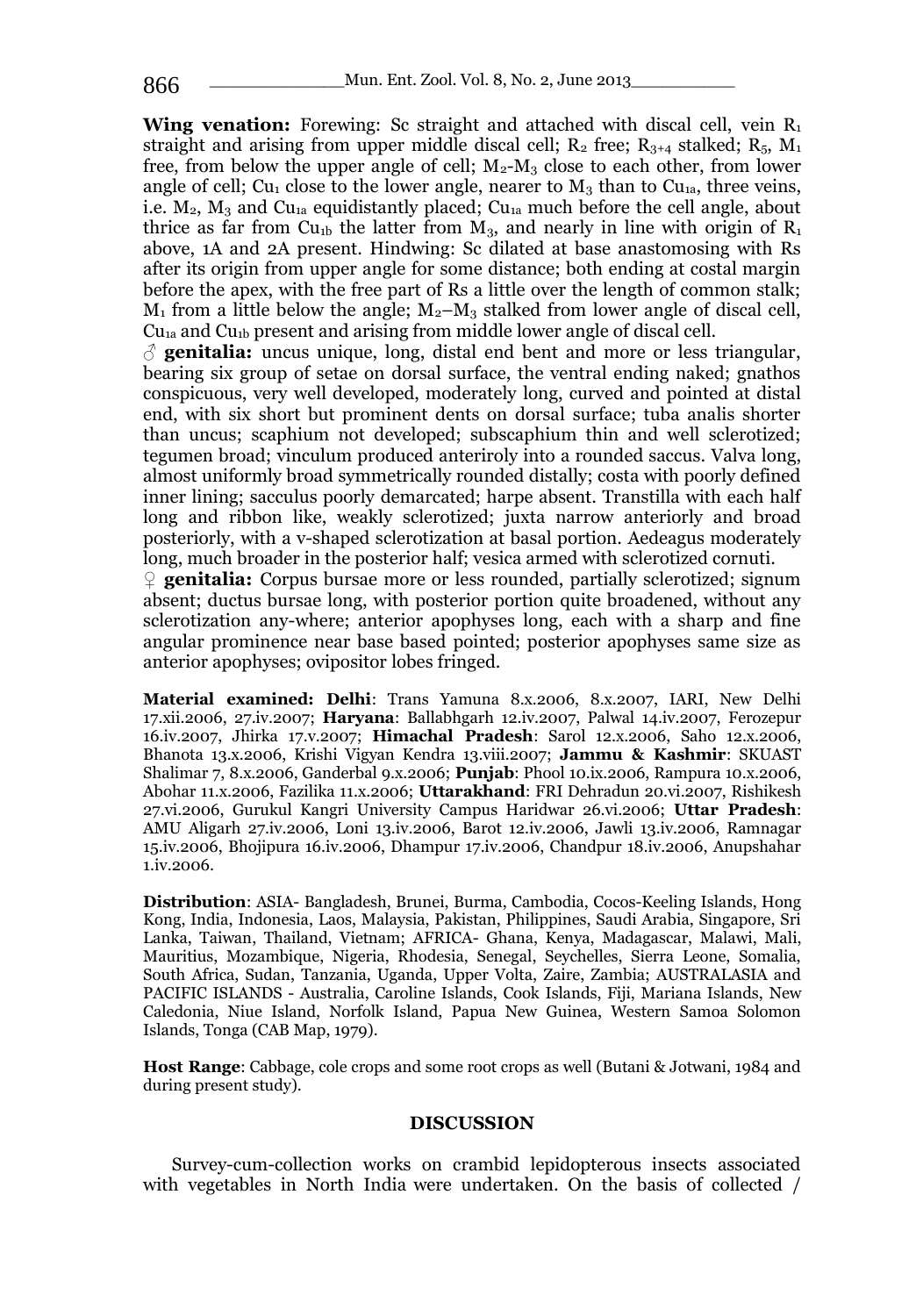**Wing venation:** Forewing: Sc straight and attached with discal cell, vein $R_1$ straight and arising from upper middle discal cell; $R_2$ free; $R_{3+4}$ stalked; $R_5$, $M_1$ free, from below the upper angle of cell; $M_2$-$M_3$ close to each other, from lower angle of cell; $Cu_1$ close to the lower angle, nearer to $M_3$ than to $Cu_{1a}$, three veins, i.e. $M_2$, $M_3$ and $Cu_{1a}$ equidistantly placed; $Cu_{1a}$ much before the cell angle, about thrice as far from $Cu_{1b}$ the latter from $M_3$, and nearly in line with origin of $R_1$ above, 1A and 2A present. Hindwing: Sc dilated at base anastomosing with Rs after its origin from upper angle for some distance; both ending at costal margin before the apex, with the free part of Rs a little over the length of common stalk; $M_1$ from a little below the angle; $M_2$–$M_3$ stalked from lower angle of discal cell, $Cu_{1a}$ and $Cu_{1b}$ present and arising from middle lower angle of discal cell.

♂ **genitalia:** uncus unique, long, distal end bent and more or less triangular, bearing six group of setae on dorsal surface, the ventral ending naked; gnathos conspicuous, very well developed, moderately long, curved and pointed at distal end, with six short but prominent dents on dorsal surface; tuba analis shorter than uncus; scaphium not developed; subscaphium thin and well sclerotized; tegumen broad; vinculum produced anteriroly into a rounded saccus. Valva long, almost uniformly broad symmetrically rounded distally; costa with poorly defined inner lining; sacculus poorly demarcated; harpe absent. Transtilla with each half long and ribbon like, weakly sclerotized; juxta narrow anteriorly and broad posteriorly, with a v-shaped sclerotization at basal portion. Aedeagus moderately long, much broader in the posterior half; vesica armed with sclerotized cornuti.

♀ **genitalia:** Corpus bursae more or less rounded, partially sclerotized; signum absent; ductus bursae long, with posterior portion quite broadened, without any sclerotization any-where; anterior apophyses long, each with a sharp and fine angular prominence near base based pointed; posterior apophyses same size as anterior apophyses; ovipositor lobes fringed.

**Material examined: Delhi**: Trans Yamuna 8.x.2006, 8.x.2007, IARI, New Delhi 17.xii.2006, 27.iv.2007; **Haryana**: Ballabhgarh 12.iv.2007, Palwal 14.iv.2007, Ferozepur 16.iv.2007, Jhirka 17.v.2007; **Himachal Pradesh**: Sarol 12.x.2006, Saho 12.x.2006, Bhanota 13.x.2006, Krishi Vigyan Kendra 13.viii.2007; **Jammu & Kashmir**: SKUAST Shalimar 7, 8.x.2006, Ganderbal 9.x.2006; **Punjab**: Phool 10.ix.2006, Rampura 10.x.2006, Abohar 11.x.2006, Fazilika 11.x.2006; **Uttarakhand**: FRI Dehradun 20.vi.2007, Rishikesh 27.vi.2006, Gurukul Kangri University Campus Haridwar 26.vi.2006; **Uttar Pradesh**: AMU Aligarh 27.iv.2006, Loni 13.iv.2006, Barot 12.iv.2006, Jawli 13.iv.2006, Ramnagar 15.iv.2006, Bhojipura 16.iv.2006, Dhampur 17.iv.2006, Chandpur 18.iv.2006, Anupshahar 1.iv.2006.

**Distribution**: ASIA- Bangladesh, Brunei, Burma, Cambodia, Cocos-Keeling Islands, Hong Kong, India, Indonesia, Laos, Malaysia, Pakistan, Philippines, Saudi Arabia, Singapore, Sri Lanka, Taiwan, Thailand, Vietnam; AFRICA- Ghana, Kenya, Madagascar, Malawi, Mali, Mauritius, Mozambique, Nigeria, Rhodesia, Senegal, Seychelles, Sierra Leone, Somalia, South Africa, Sudan, Tanzania, Uganda, Upper Volta, Zaire, Zambia; AUSTRALASIA and PACIFIC ISLANDS - Australia, Caroline Islands, Cook Islands, Fiji, Mariana Islands, New Caledonia, Niue Island, Norfolk Island, Papua New Guinea, Western Samoa Solomon Islands, Tonga (CAB Map, 1979).

**Host Range**: Cabbage, cole crops and some root crops as well (Butani & Jotwani, 1984 and during present study).

## DISCUSSION

Survey-cum-collection works on crambid lepidopterous insects associated with vegetables in North India were undertaken. On the basis of collected /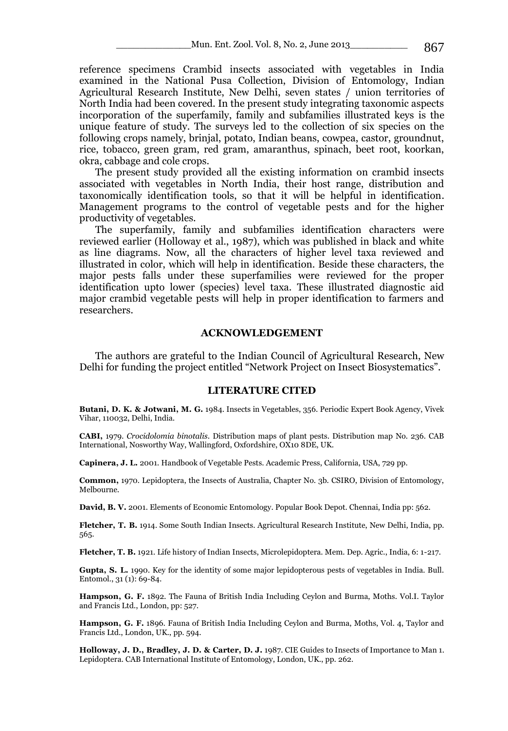reference specimens Crambid insects associated with vegetables in India examined in the National Pusa Collection, Division of Entomology, Indian Agricultural Research Institute, New Delhi, seven states / union territories of North India had been covered. In the present study integrating taxonomic aspects incorporation of the superfamily, family and subfamilies illustrated keys is the unique feature of study. The surveys led to the collection of six species on the following crops namely, brinjal, potato, Indian beans, cowpea, castor, groundnut, rice, tobacco, green gram, red gram, amaranthus, spinach, beet root, koorkan, okra, cabbage and cole crops.

The present study provided all the existing information on crambid insects associated with vegetables in North India, their host range, distribution and taxonomically identification tools, so that it will be helpful in identification. Management programs to the control of vegetable pests and for the higher productivity of vegetables.

The superfamily, family and subfamilies identification characters were reviewed earlier (Holloway et al., 1987), which was published in black and white as line diagrams. Now, all the characters of higher level taxa reviewed and illustrated in color, which will help in identification. Beside these characters, the major pests falls under these superfamilies were reviewed for the proper identification upto lower (species) level taxa. These illustrated diagnostic aid major crambid vegetable pests will help in proper identification to farmers and researchers.

## ACKNOWLEDGEMENT

The authors are grateful to the Indian Council of Agricultural Research, New Delhi for funding the project entitled "Network Project on Insect Biosystematics".

## LITERATURE CITED

**Butani, D. K. & Jotwani, M. G.** 1984. Insects in Vegetables, 356. Periodic Expert Book Agency, Vivek Vihar, 110032, Delhi, India.

**CABI,** 1979. *Crocidolomia binotalis*. Distribution maps of plant pests. Distribution map No. 236. CAB International, Nosworthy Way, Wallingford, Oxfordshire, OX10 8DE, UK.

**Capinera, J. L.** 2001. Handbook of Vegetable Pests. Academic Press, California, USA, 729 pp.

**Common,** 1970. Lepidoptera, the Insects of Australia, Chapter No. 3b. CSIRO, Division of Entomology, Melbourne.

**David, B. V.** 2001. Elements of Economic Entomology. Popular Book Depot. Chennai, India pp: 562.

**Fletcher, T. B.** 1914. Some South Indian Insects. Agricultural Research Institute, New Delhi, India, pp. 565.

**Fletcher, T. B.** 1921. Life history of Indian Insects, Microlepidoptera. Mem. Dep. Agric., India, 6: 1-217.

**Gupta, S. L.** 1990. Key for the identity of some major lepidopterous pests of vegetables in India. Bull. Entomol., 31 (1): 69-84.

**Hampson, G. F.** 1892. The Fauna of British India Including Ceylon and Burma, Moths. Vol.I. Taylor and Francis Ltd., London, pp: 527.

**Hampson, G. F.** 1896. Fauna of British India Including Ceylon and Burma, Moths, Vol. 4, Taylor and Francis Ltd., London, UK., pp. 594.

**Holloway, J. D., Bradley, J. D. & Carter, D. J.** 1987. CIE Guides to Insects of Importance to Man 1. Lepidoptera. CAB International Institute of Entomology, London, UK., pp. 262.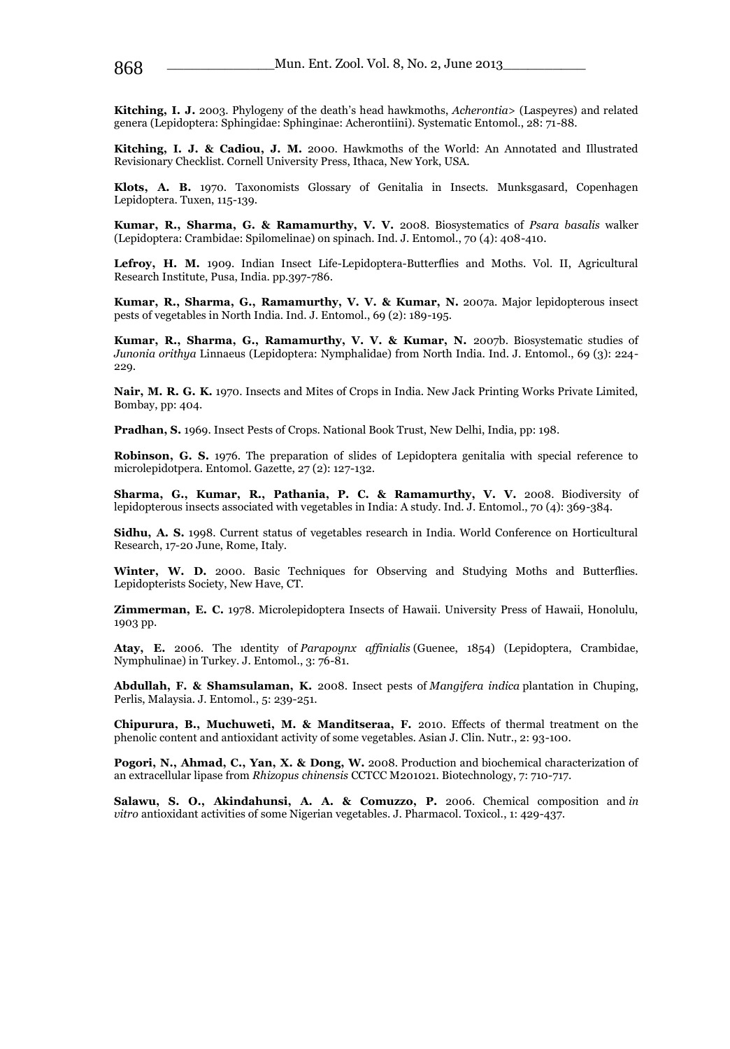**Kitching, I. J.** 2003. Phylogeny of the death's head hawkmoths, *Acherontia*> (Laspeyres) and related genera (Lepidoptera: Sphingidae: Sphinginae: Acherontiini). Systematic Entomol., 28: 71-88.

**Kitching, I. J. & Cadiou, J. M.** 2000. Hawkmoths of the World: An Annotated and Illustrated Revisionary Checklist. Cornell University Press, Ithaca, New York, USA.

**Klots, A. B.** 1970. Taxonomists Glossary of Genitalia in Insects. Munksgasard, Copenhagen Lepidoptera. Tuxen, 115-139.

**Kumar, R., Sharma, G. & Ramamurthy, V. V.** 2008. Biosystematics of *Psara basalis* walker (Lepidoptera: Crambidae: Spilomelinae) on spinach. Ind. J. Entomol., 70 (4): 408-410.

**Lefroy, H. M.** 1909. Indian Insect Life-Lepidoptera-Butterflies and Moths. Vol. II, Agricultural Research Institute, Pusa, India. pp.397-786.

**Kumar, R., Sharma, G., Ramamurthy, V. V. & Kumar, N.** 2007a. Major lepidopterous insect pests of vegetables in North India. Ind. J. Entomol., 69 (2): 189-195.

**Kumar, R., Sharma, G., Ramamurthy, V. V. & Kumar, N.** 2007b. Biosystematic studies of *Junonia orithya* Linnaeus (Lepidoptera: Nymphalidae) from North India. Ind. J. Entomol., 69 (3): 224-229.

**Nair, M. R. G. K.** 1970. Insects and Mites of Crops in India. New Jack Printing Works Private Limited, Bombay, pp: 404.

**Pradhan, S.** 1969. Insect Pests of Crops. National Book Trust, New Delhi, India, pp: 198.

**Robinson, G. S.** 1976. The preparation of slides of Lepidoptera genitalia with special reference to microlepidotpera. Entomol. Gazette, 27 (2): 127-132.

**Sharma, G., Kumar, R., Pathania, P. C. & Ramamurthy, V. V.** 2008. Biodiversity of lepidopterous insects associated with vegetables in India: A study. Ind. J. Entomol., 70 (4): 369-384.

**Sidhu, A. S.** 1998. Current status of vegetables research in India. World Conference on Horticultural Research, 17-20 June, Rome, Italy.

**Winter, W. D.** 2000. Basic Techniques for Observing and Studying Moths and Butterflies. Lepidopterists Society, New Have, CT.

**Zimmerman, E. C.** 1978. Microlepidoptera Insects of Hawaii. University Press of Hawaii, Honolulu, 1903 pp.

**Atay, E.** 2006. The ıdentity of *Parapoynx affinialis* (Guenee, 1854) (Lepidoptera, Crambidae, Nymphulinae) in Turkey. J. Entomol., 3: 76-81.

**Abdullah, F. & Shamsulaman, K.** 2008. Insect pests of *Mangifera indica* plantation in Chuping, Perlis, Malaysia. J. Entomol., 5: 239-251.

**Chipurura, B., Muchuweti, M. & Manditseraa, F.** 2010. Effects of thermal treatment on the phenolic content and antioxidant activity of some vegetables. Asian J. Clin. Nutr., 2: 93-100.

**Pogori, N., Ahmad, C., Yan, X. & Dong, W.** 2008. Production and biochemical characterization of an extracellular lipase from *Rhizopus chinensis* CCTCC M201021. Biotechnology, 7: 710-717.

**Salawu, S. O., Akindahunsi, A. A. & Comuzzo, P.** 2006. Chemical composition and *in vitro* antioxidant activities of some Nigerian vegetables. J. Pharmacol. Toxicol., 1: 429-437.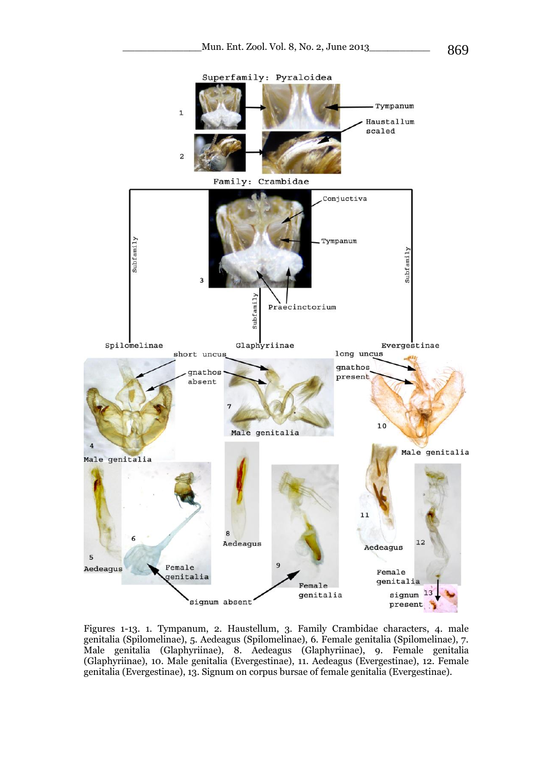Figures 1-13. 1. Tympanum, 2. Haustellum, 3. Family Crambidae characters, 4. male genitalia (Spilomelinae), 5. Aedeagus (Spilomelinae), 6. Female genitalia (Spilomelinae), 7. Male genitalia (Glaphyriinae), 8. Aedeagus (Glaphyriinae), 9. Female genitalia (Glaphyriinae), 10. Male genitalia (Evergestinae), 11. Aedeagus (Evergestinae), 12. Female genitalia (Evergestinae), 13. Signum on corpus bursae of female genitalia (Evergestinae).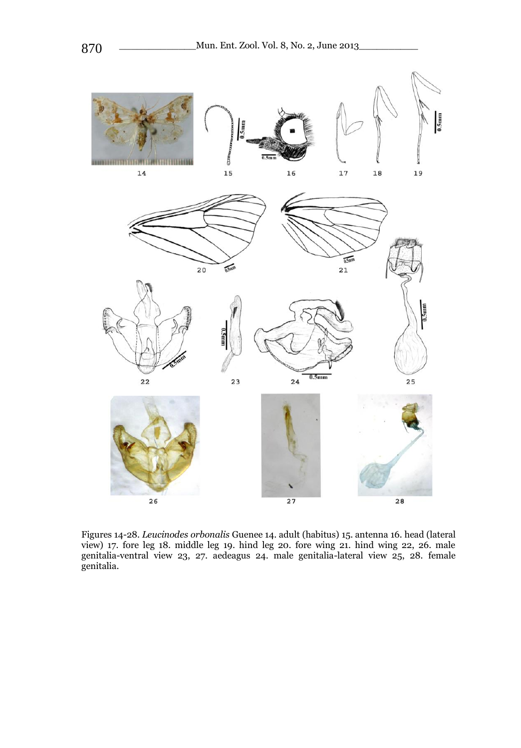Figures 14-28. *Leucinodes orbonalis* Guenee 14. adult (habitus) 15. antenna 16. head (lateral view) 17. fore leg 18. middle leg 19. hind leg 20. fore wing 21. hind wing 22, 26. male genitalia-ventral view 23, 27. aedeagus 24. male genitalia-lateral view 25, 28. female genitalia.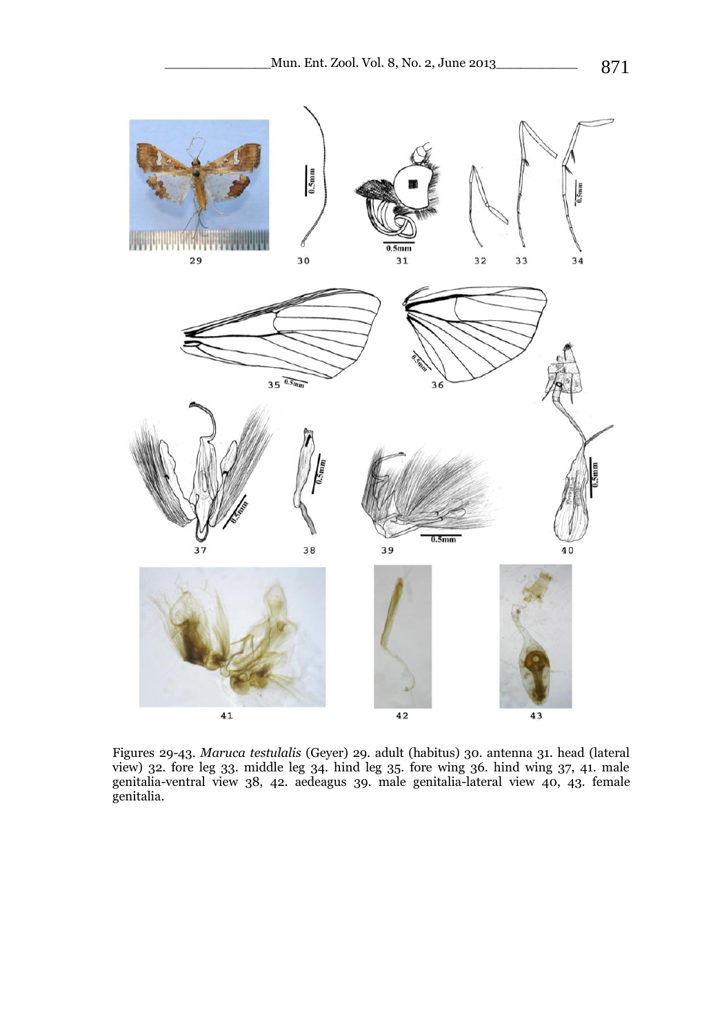Figures 29-43. *Maruca testulalis* (Geyer) 29. adult (habitus) 30. antenna 31. head (lateral view) 32. fore leg 33. middle leg 34. hind leg 35. fore wing 36. hind wing 37, 41. male genitalia-ventral view 38, 42. aedeagus 39. male genitalia-lateral view 40, 43. female genitalia.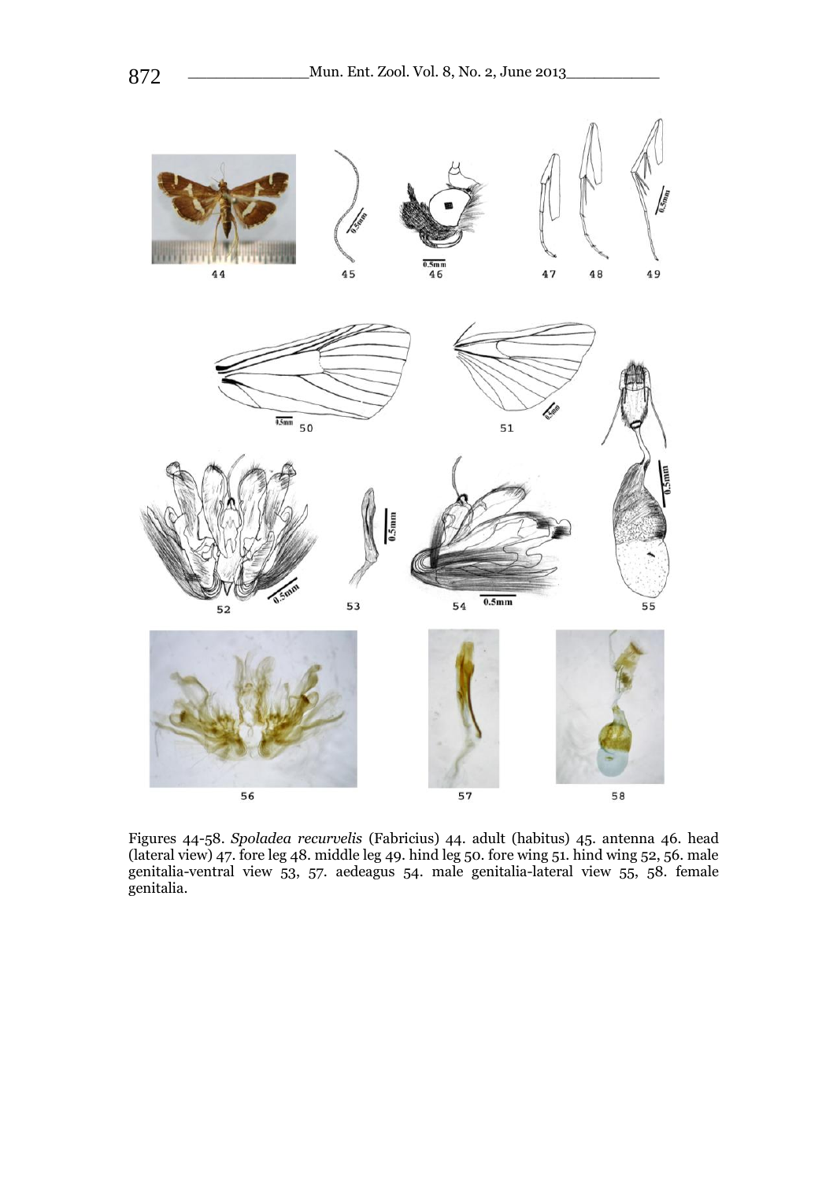Figures 44-58. *Spoladea recurvelis* (Fabricius) 44. adult (habitus) 45. antenna 46. head (lateral view) 47. fore leg 48. middle leg 49. hind leg 50. fore wing 51. hind wing 52, 56. male genitalia-ventral view 53, 57. aedeagus 54. male genitalia-lateral view 55, 58. female genitalia.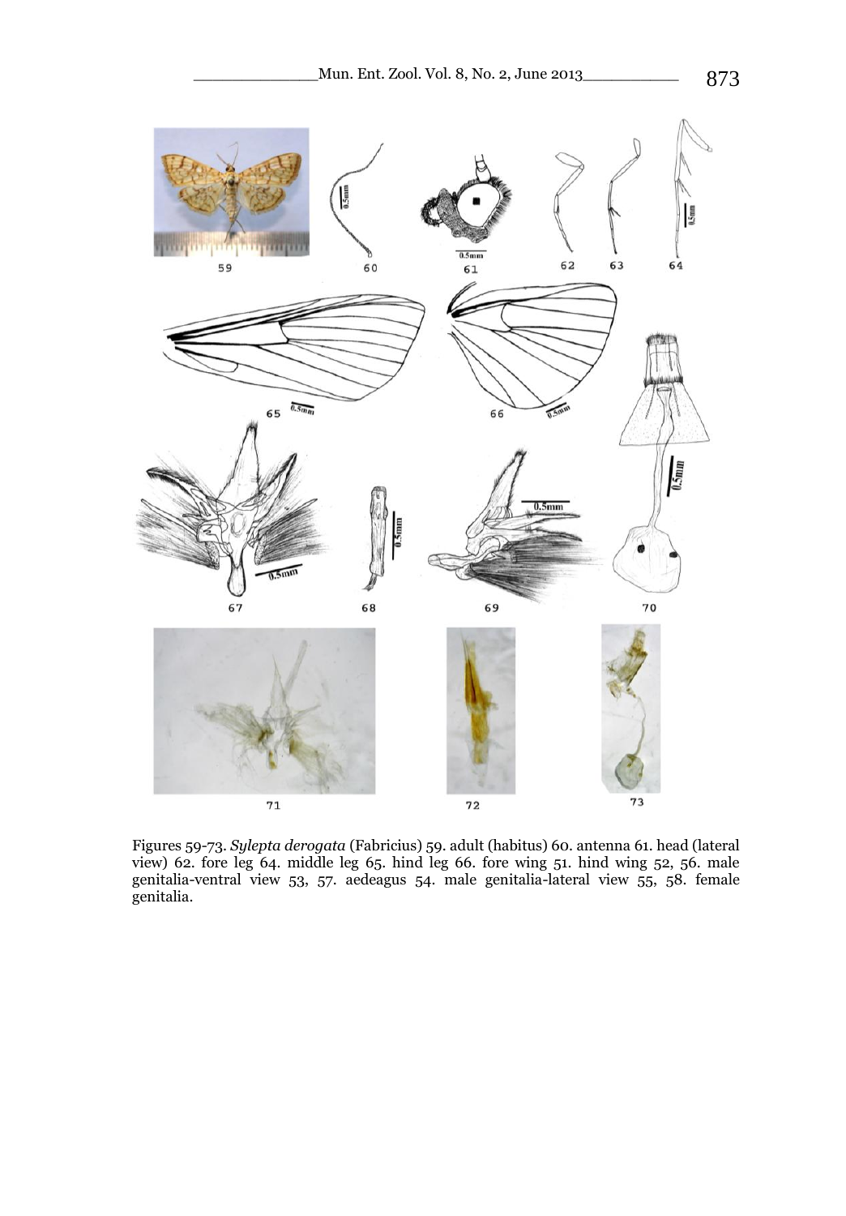Figures 59-73. *Sylepta derogata* (Fabricius) 59. adult (habitus) 60. antenna 61. head (lateral view) 62. fore leg 64. middle leg 65. hind leg 66. fore wing 51. hind wing 52, 56. male genitalia-ventral view 53, 57. aedeagus 54. male genitalia-lateral view 55, 58. female genitalia.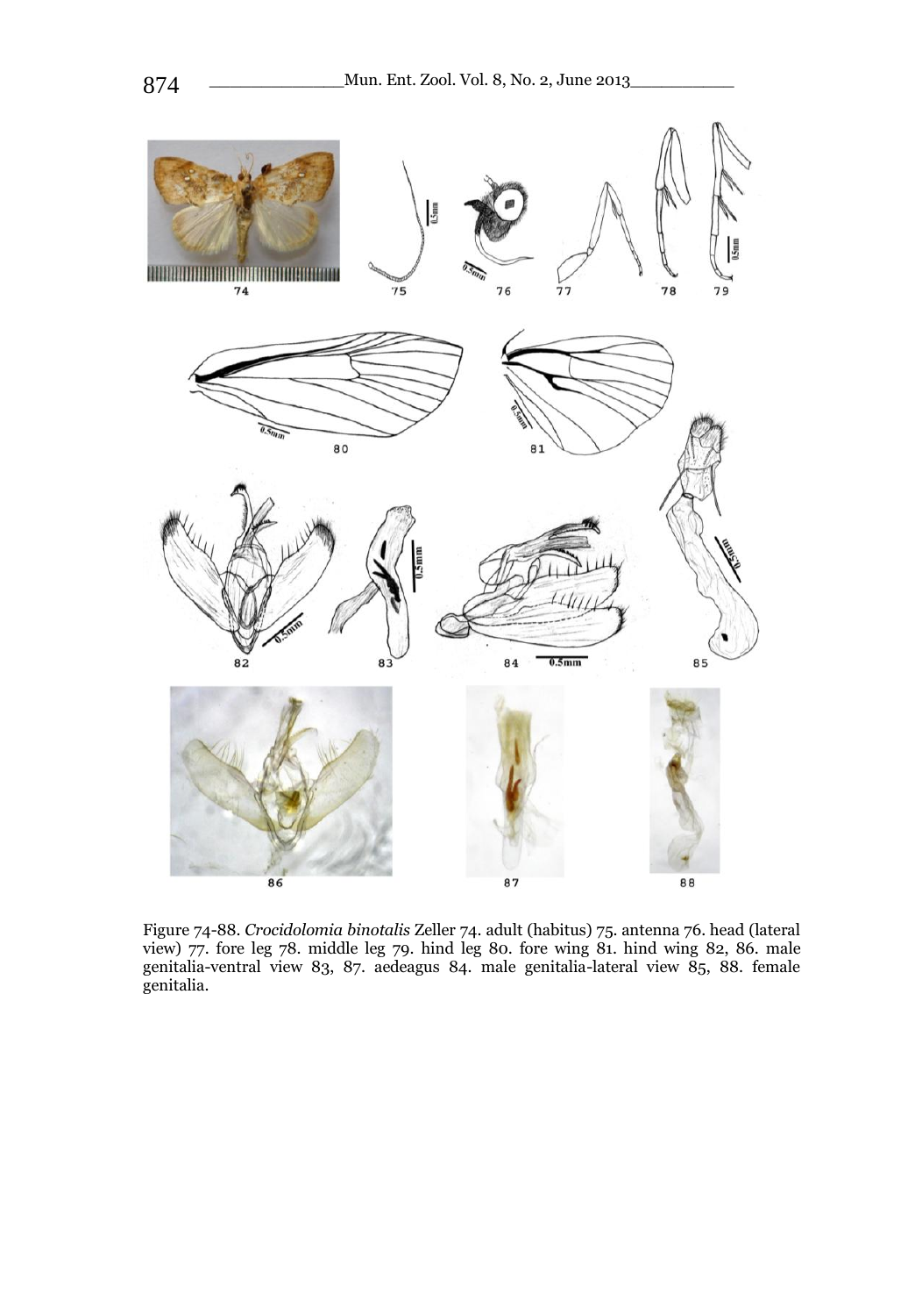Figure 74-88. *Crocidolomia binotalis* Zeller 74. adult (habitus) 75. antenna 76. head (lateral view) 77. fore leg 78. middle leg 79. hind leg 80. fore wing 81. hind wing 82, 86. male genitalia-ventral view 83, 87. aedeagus 84. male genitalia-lateral view 85, 88. female genitalia.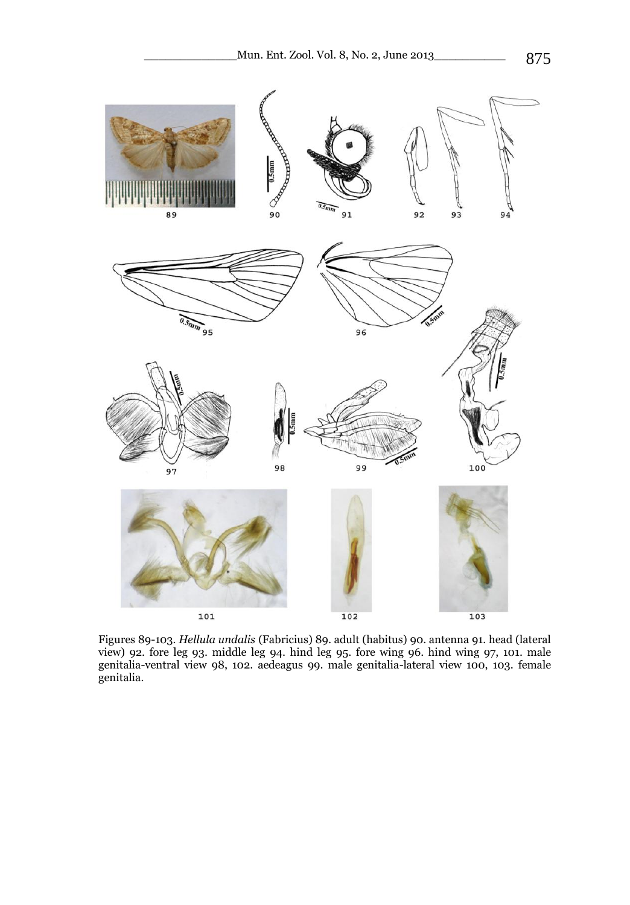Figures 89-103. *Hellula undalis* (Fabricius) 89. adult (habitus) 90. antenna 91. head (lateral view) 92. fore leg 93. middle leg 94. hind leg 95. fore wing 96. hind wing 97, 101. male genitalia-ventral view 98, 102. aedeagus 99. male genitalia-lateral view 100, 103. female genitalia.